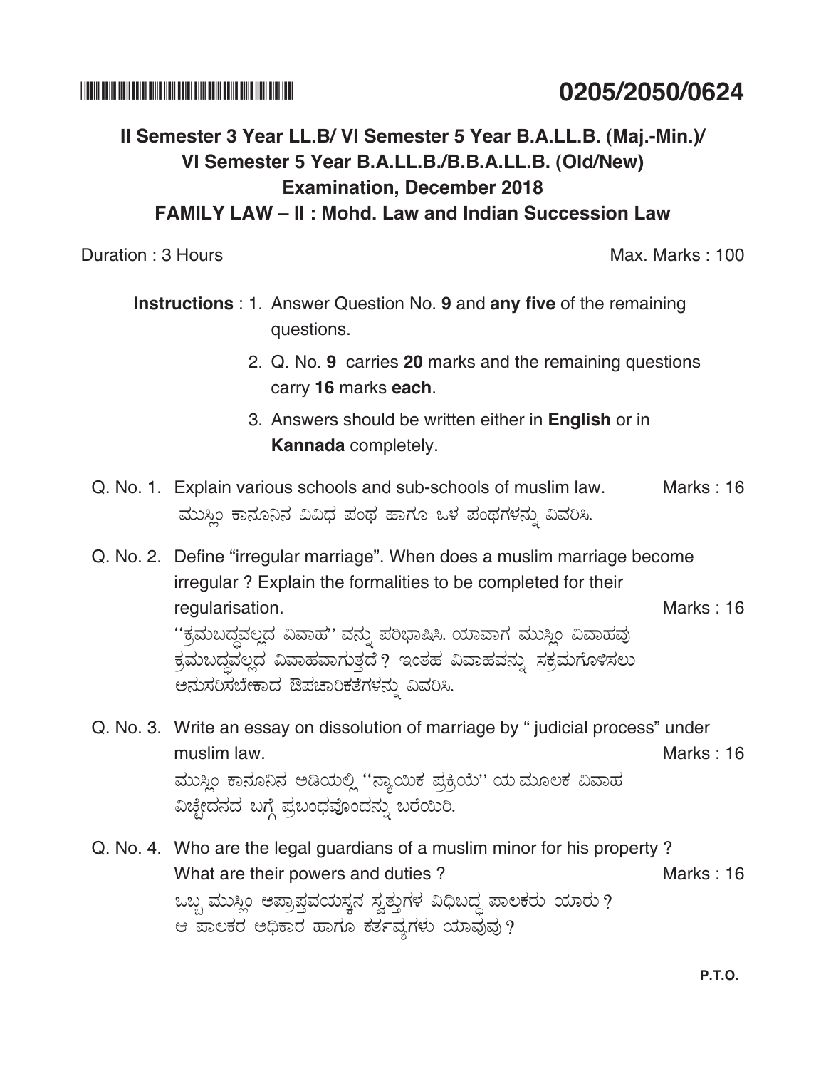**0205/2050/0624**

## II Semester 3 Year LL.B/ VI Semester 5 Year B.A.LL.B. (Maj.-Min.)/ VI Semester 5 Year B.A.LL.B./B.B.A.LL.B. (Old/New) Examination, December 2018

## FAMILY LAW – II : Mohd. Law and Indian Succession Law

Duration : 3 Hours  Max. Marks : 100

**Instructions** : 1. Answer Question No. **9** and **any five** of the remaining questions.

2. Q. No. **9** carries **20** marks and the remaining questions carry **16** marks **each**.

3. Answers should be written either in **English** or in **Kannada** completely.

Q. No. 1. Explain various schools and sub-schools of muslim law. Marks : 16

ಮುಸ್ಲಿಂ ಕಾನೂನಿನ ವಿವಿಧ ಪಂಥ ಹಾಗೂ ಒಳ ಪಂಥಗಳನ್ನು ವಿವರಿಸಿ.

Q. No. 2. Define "irregular marriage". When does a muslim marriage become irregular ? Explain the formalities to be completed for their regularisation. Marks : 16

''ಕ್ರಮಬದ್ಧವಲ್ಲದ ವಿವಾಹ'' ವನ್ನು ಪರಿಭಾಷಿಸಿ. ಯಾವಾಗ ಮುಸ್ಲಿಂ ವಿವಾಹವು ಕ್ರಮಬದ್ಧವಲ್ಲದ ವಿವಾಹವಾಗುತ್ತದೆ ? ಇಂತಹ ವಿವಾಹವನ್ನು ಸಕ್ರಮಗೊಳಿಸಲು ಅನುಸರಿಸಬೇಕಾದ ಔಪಚಾರಿಕತೆಗಳನ್ನು ವಿವರಿಸಿ.

Q. No. 3. Write an essay on dissolution of marriage by " judicial process" under muslim law. Marks : 16

ಮುಸ್ಲಿಂ ಕಾನೂನಿನ ಅಡಿಯಲ್ಲಿ ''ನ್ಯಾಯಿಕ ಪ್ರಕ್ರಿಯೆ'' ಯ ಮೂಲಕ ವಿವಾಹ ವಿಚ್ಛೇದನದ ಬಗ್ಗೆ ಪ್ರಬಂಧವೊಂದನ್ನು ಬರೆಯಿರಿ.

Q. No. 4. Who are the legal guardians of a muslim minor for his property ? What are their powers and duties ? Marks : 16

ಒಬ್ಬ ಮುಸ್ಲಿಂ ಅಪ್ರಾಪ್ತವಯಸ್ಕನ ಸ್ವತ್ತುಗಳ ವಿಧಿಬದ್ಧ ಪಾಲಕರು ಯಾರು ? ಆ ಪಾಲಕರ ಅಧಿಕಾರ ಹಾಗೂ ಕರ್ತವ್ಯಗಳು ಯಾವುವು ?

P.T.O.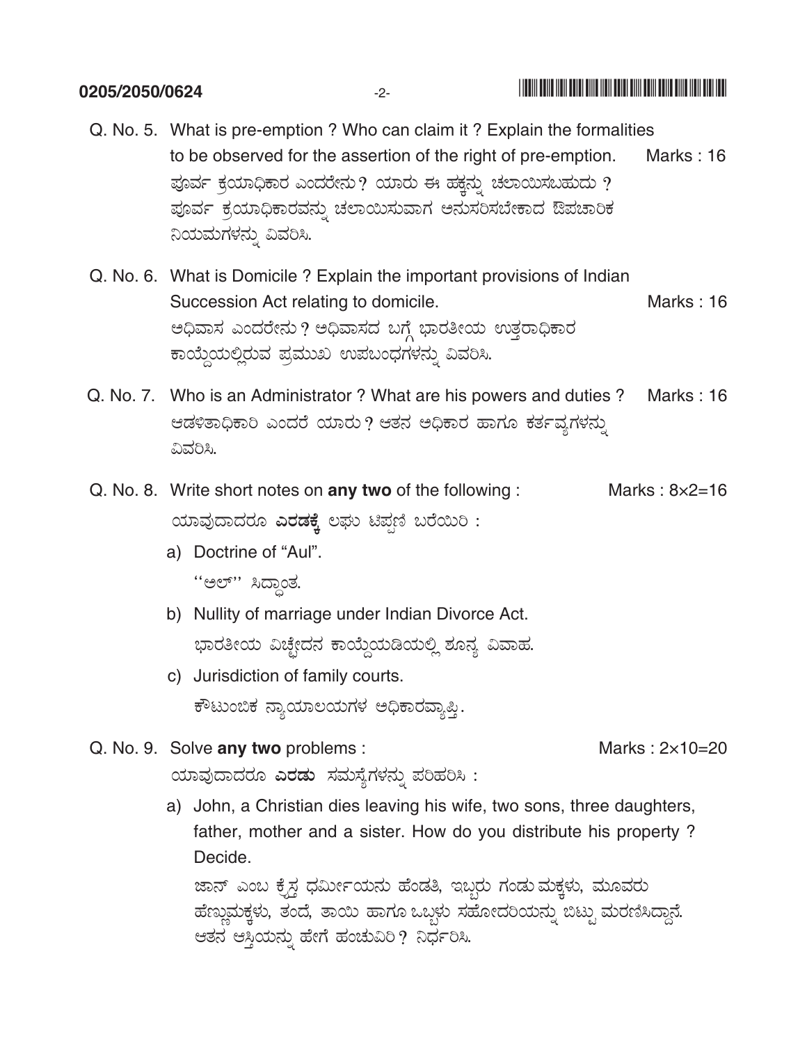Q. No. 5. What is pre-emption ? Who can claim it ? Explain the formalities to be observed for the assertion of the right of pre-emption. Marks : 16

ಪೂರ್ವ ಕ್ರಯಾಧಿಕಾರ ಎಂದರೇನು ? ಯಾರು ಈ ಹಕ್ಕನ್ನು ಚಲಾಯಿಸಬಹುದು ? ಪೂರ್ವ ಕ್ರಯಾಧಿಕಾರವನ್ನು ಚಲಾಯಿಸುವಾಗ ಅನುಸರಿಸಬೇಕಾದ ಔಪಚಾರಿಕ ನಿಯಮಗಳನ್ನು ವಿವರಿಸಿ.

Q. No. 6. What is Domicile ? Explain the important provisions of Indian Succession Act relating to domicile. Marks : 16

ಅಧಿವಾಸ ಎಂದರೇನು ? ಅಧಿವಾಸದ ಬಗ್ಗೆ ಭಾರತೀಯ ಉತ್ತರಾಧಿಕಾರ ಕಾಯ್ದೆಯಲ್ಲಿರುವ ಪ್ರಮುಖ ಉಪಬಂಧಗಳನ್ನು ವಿವರಿಸಿ.

Q. No. 7. Who is an Administrator ? What are his powers and duties ? Marks : 16

ಆಡಳಿತಾಧಿಕಾರಿ ಎಂದರೆ ಯಾರು ? ಆತನ ಅಧಿಕಾರ ಹಾಗೂ ಕರ್ತವ್ಯಗಳನ್ನು ವಿವರಿಸಿ.

Q. No. 8. Write short notes on **any two** of the following : Marks : 8×2=16

ಯಾವುದಾದರೂ **ಎರಡಕ್ಕೆ** ಲಘು ಟಿಪ್ಪಣಿ ಬರೆಯಿರಿ :

a) Doctrine of "Aul".
''ಅಲ್'' ಸಿದ್ಧಾಂತ.

b) Nullity of marriage under Indian Divorce Act.
ಭಾರತೀಯ ವಿಚ್ಛೇದನ ಕಾಯ್ದೆಯಡಿಯಲ್ಲಿ ಶೂನ್ಯ ವಿವಾಹ.

c) Jurisdiction of family courts.
ಕೌಟುಂಬಿಕ ನ್ಯಾಯಾಲಯಗಳ ಅಧಿಕಾರವ್ಯಾಪ್ತಿ.

Q. No. 9. Solve **any two** problems : Marks : 2×10=20

ಯಾವುದಾದರೂ **ಎರಡು** ಸಮಸ್ಯೆಗಳನ್ನು ಪರಿಹರಿಸಿ :

a) John, a Christian dies leaving his wife, two sons, three daughters, father, mother and a sister. How do you distribute his property ? Decide.

ಜಾನ್ ಎಂಬ ಕ್ರೈಸ್ತ ಧರ್ಮೀಯನು ಹೆಂಡತಿ, ಇಬ್ಬರು ಗಂಡು ಮಕ್ಕಳು, ಮೂವರು ಹೆಣ್ಣುಮಕ್ಕಳು, ತಂದೆ, ತಾಯಿ ಹಾಗೂ ಒಬ್ಬಳು ಸಹೋದರಿಯನ್ನು ಬಿಟ್ಟು ಮರಣಿಸಿದ್ದಾನೆ. ಆತನ ಆಸ್ತಿಯನ್ನು ಹೇಗೆ ಹಂಚುವಿರಿ ? ನಿರ್ಧರಿಸಿ.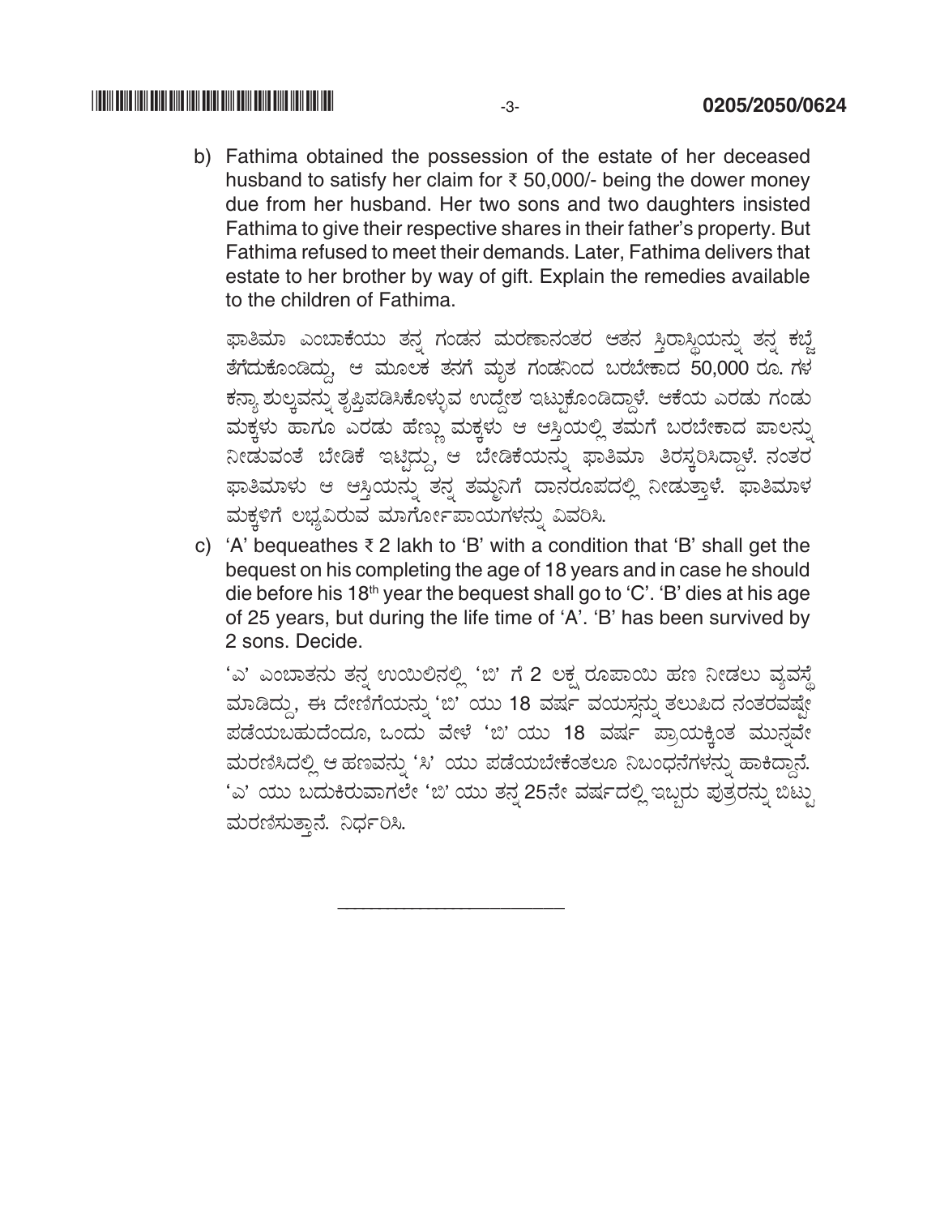b) Fathima obtained the possession of the estate of her deceased husband to satisfy her claim for ₹ 50,000/- being the dower money due from her husband. Her two sons and two daughters insisted Fathima to give their respective shares in their father's property. But Fathima refused to meet their demands. Later, Fathima delivers that estate to her brother by way of gift. Explain the remedies available to the children of Fathima.

ಫಾತಿಮಾ ಎಂಬಾಕೆಯು ತನ್ನ ಗಂಡನ ಮರಣಾನಂತರ ಆತನ ಸ್ತಿರಾಸ್ಥಿಯನ್ನು ತನ್ನ ಕಬ್ಜೆ ತೆಗೆದುಕೊಂಡಿದ್ದು, ಆ ಮೂಲಕ ತನಗೆ ಮೃತ ಗಂಡನಿಂದ ಬರಬೇಕಾದ 50,000 ರೂ. ಗಳ ಕನ್ಯಾ ಶುಲ್ಕವನ್ನು ತೃಪ್ತಿಪಡಿಸಿಕೊಳ್ಳುವ ಉದ್ದೇಶ ಇಟ್ಟುಕೊಂಡಿದ್ದಾಳೆ. ಆಕೆಯ ಎರಡು ಗಂಡು ಮಕ್ಕಳು ಹಾಗೂ ಎರಡು ಹೆಣ್ಣು ಮಕ್ಕಳು ಆ ಆಸ್ತಿಯಲ್ಲಿ ತಮಗೆ ಬರಬೇಕಾದ ಪಾಲನ್ನು ನೀಡುವಂತೆ ಬೇಡಿಕೆ ಇಟ್ಟಿದ್ದು, ಆ ಬೇಡಿಕೆಯನ್ನು ಫಾತಿಮಾ ತಿರಸ್ಕರಿಸಿದ್ದಾಳೆ. ನಂತರ ಫಾತಿಮಾಳು ಆ ಆಸ್ತಿಯನ್ನು ತನ್ನ ತಮ್ಮನಿಗೆ ದಾನರೂಪದಲ್ಲಿ ನೀಡುತ್ತಾಳೆ. ಫಾತಿಮಾಳ ಮಕ್ಕಳಿಗೆ ಲಭ್ಯವಿರುವ ಮಾರ್ಗೋಪಾಯಗಳನ್ನು ವಿವರಿಸಿ.

c) 'A' bequeathes ₹ 2 lakh to 'B' with a condition that 'B' shall get the bequest on his completing the age of 18 years and in case he should die before his 18th year the bequest shall go to 'C'. 'B' dies at his age of 25 years, but during the life time of 'A'. 'B' has been survived by 2 sons. Decide.

'ಎ' ಎಂಬಾತನು ತನ್ನ ಉಯಿಲಿನಲ್ಲಿ 'ಬಿ' ಗೆ 2 ಲಕ್ಷ ರೂಪಾಯಿ ಹಣ ನೀಡಲು ವ್ಯವಸ್ಥೆ ಮಾಡಿದ್ದು, ಈ ದೇಣಿಗೆಯನ್ನು 'ಬಿ' ಯು 18 ವರ್ಷ ವಯಸ್ಸನ್ನು ತಲುಪಿದ ನಂತರವಷ್ಟೇ ಪಡೆಯಬಹುದೆಂದೂ, ಒಂದು ವೇಳೆ 'ಬಿ' ಯು 18 ವರ್ಷ ಪ್ರಾಯಕ್ಕಿಂತ ಮುನ್ನವೇ ಮರಣಿಸಿದಲ್ಲಿ ಆ ಹಣವನ್ನು 'ಸಿ' ಯು ಪಡೆಯಬೇಕೆಂತಲೂ ನಿಬಂಧನೆಗಳನ್ನು ಹಾಕಿದ್ದಾನೆ. 'ಎ' ಯು ಬದುಕಿರುವಾಗಲೇ 'ಬಿ' ಯು ತನ್ನ 25ನೇ ವರ್ಷದಲ್ಲಿ ಇಬ್ಬರು ಪುತ್ರರನ್ನು ಬಿಟ್ಟು ಮರಣಿಸುತ್ತಾನೆ. ನಿರ್ಧರಿಸಿ.

---